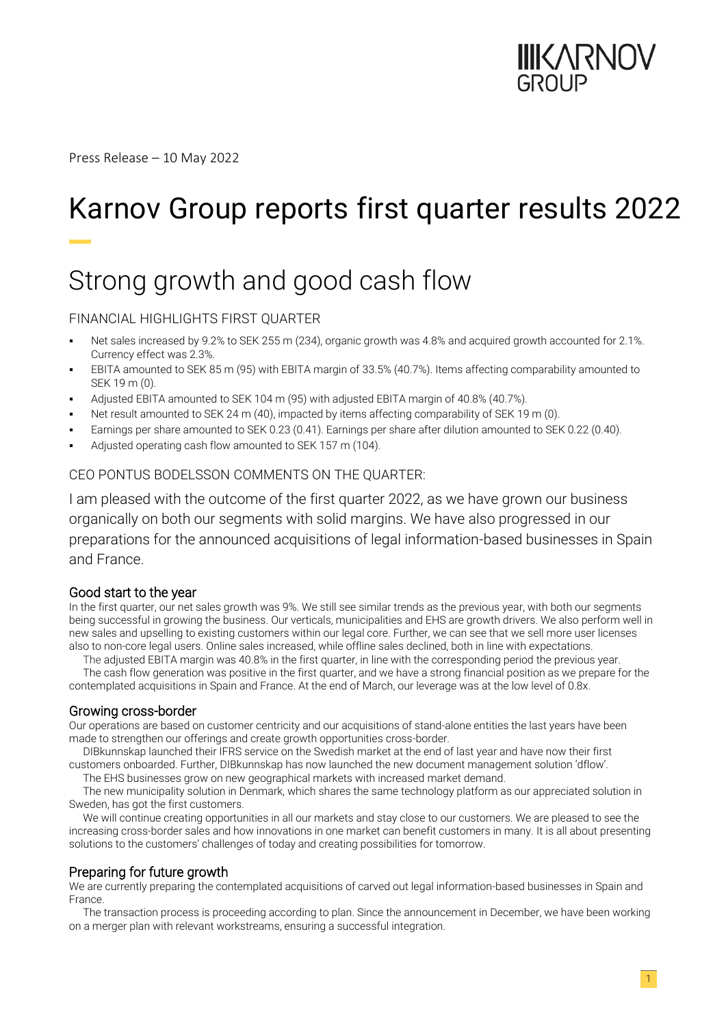Press Release – 10 May 2022

# Karnov Group reports first quarter results 2022

## Strong growth and good cash flow

### FINANCIAL HIGHLIGHTS FIRST QUARTER

- Net sales increased by 9.2% to SEK 255 m (234), organic growth was 4.8% and acquired growth accounted for 2.1%. Currency effect was 2.3%.
- EBITA amounted to SEK 85 m (95) with EBITA margin of 33.5% (40.7%). Items affecting comparability amounted to SEK 19 m (0).
- Adjusted EBITA amounted to SEK 104 m (95) with adjusted EBITA margin of 40.8% (40.7%).
- Net result amounted to SEK 24 m (40), impacted by items affecting comparability of SEK 19 m (0).
- Earnings per share amounted to SEK 0.23 (0.41). Earnings per share after dilution amounted to SEK 0.22 (0.40).
- Adjusted operating cash flow amounted to SEK 157 m (104).

### CEO PONTUS BODELSSON COMMENTS ON THE QUARTER:

I am pleased with the outcome of the first quarter 2022, as we have grown our business organically on both our segments with solid margins. We have also progressed in our preparations for the announced acquisitions of legal information-based businesses in Spain and France.

#### Good start to the year

In the first quarter, our net sales growth was 9%. We still see similar trends as the previous year, with both our segments being successful in growing the business. Our verticals, municipalities and EHS are growth drivers. We also perform well in new sales and upselling to existing customers within our legal core. Further, we can see that we sell more user licenses also to non-core legal users. Online sales increased, while offline sales declined, both in line with expectations.

The adjusted EBITA margin was 40.8% in the first quarter, in line with the corresponding period the previous year.

The cash flow generation was positive in the first quarter, and we have a strong financial position as we prepare for the contemplated acquisitions in Spain and France. At the end of March, our leverage was at the low level of 0.8x.

#### Growing cross-border

Our operations are based on customer centricity and our acquisitions of stand-alone entities the last years have been made to strengthen our offerings and create growth opportunities cross-border.

DIBkunnskap launched their IFRS service on the Swedish market at the end of last year and have now their first customers onboarded. Further, DIBkunnskap has now launched the new document management solution 'dflow'.

The EHS businesses grow on new geographical markets with increased market demand.

The new municipality solution in Denmark, which shares the same technology platform as our appreciated solution in Sweden, has got the first customers.

We will continue creating opportunities in all our markets and stay close to our customers. We are pleased to see the increasing cross-border sales and how innovations in one market can benefit customers in many. It is all about presenting solutions to the customers' challenges of today and creating possibilities for tomorrow.

#### Preparing for future growth

We are currently preparing the contemplated acquisitions of carved out legal information-based businesses in Spain and France.

The transaction process is proceeding according to plan. Since the announcement in December, we have been working on a merger plan with relevant workstreams, ensuring a successful integration.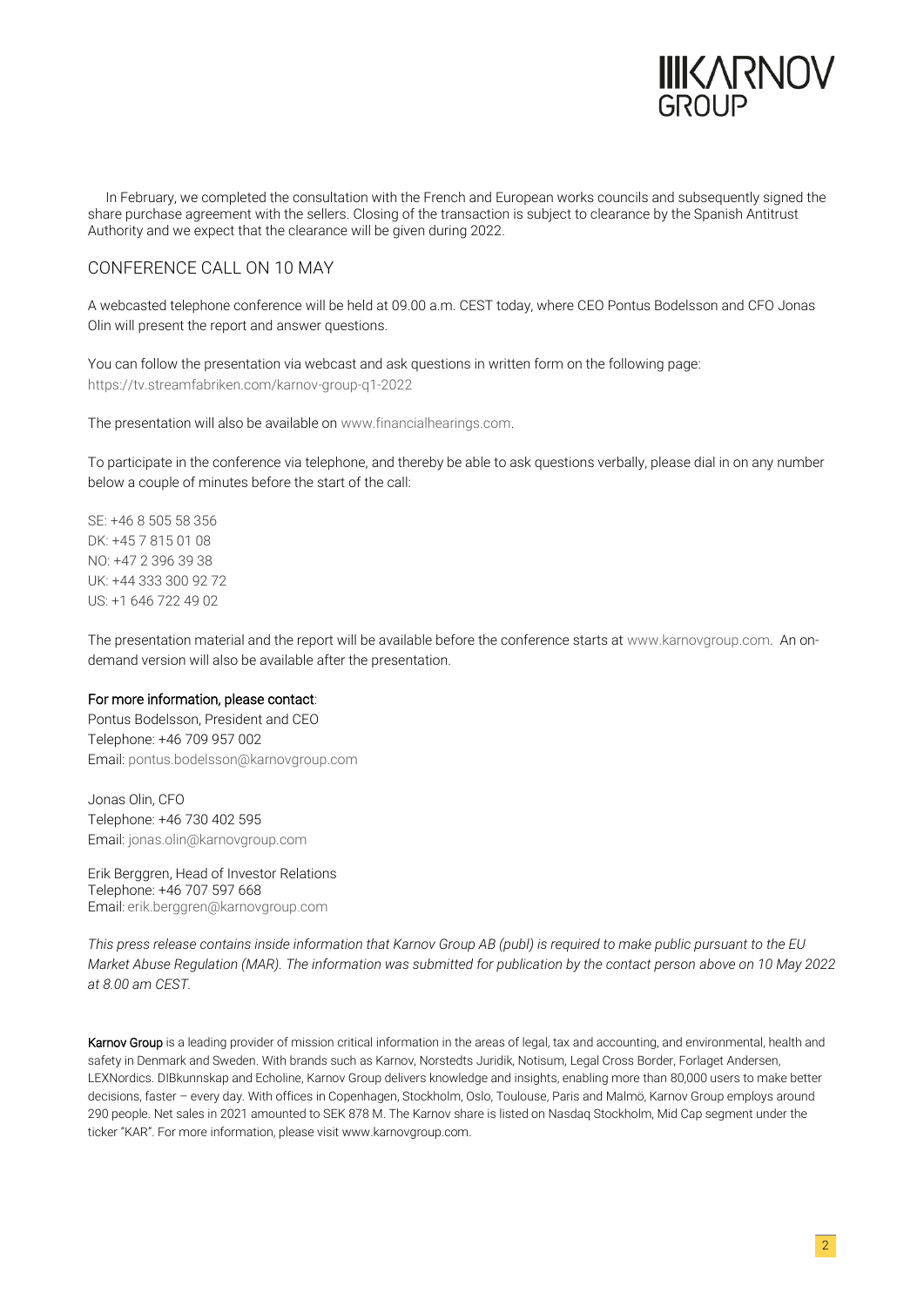In February, we completed the consultation with the French and European works councils and subsequently signed the share purchase agreement with the sellers. Closing of the transaction is subject to clearance by the Spanish Antitrust Authority and we expect that the clearance will be given during 2022.

## CONFERENCE CALL ON 10 MAY

A webcasted telephone conference will be held at 09.00 a.m. CEST today, where CEO Pontus Bodelsson and CFO Jonas Olin will present the report and answer questions.

You can follow the presentation via webcast and ask questions in written form on the following page:
https://tv.streamfabriken.com/karnov-group-q1-2022

The presentation will also be available on www.financialhearings.com.

To participate in the conference via telephone, and thereby be able to ask questions verbally, please dial in on any number below a couple of minutes before the start of the call:

SE: +46 8 505 58 356
DK: +45 7 815 01 08
NO: +47 2 396 39 38
UK: +44 333 300 92 72
US: +1 646 722 49 02

The presentation material and the report will be available before the conference starts at www.karnovgroup.com. An on-demand version will also be available after the presentation.

**For more information, please contact**:
Pontus Bodelsson, President and CEO
Telephone: +46 709 957 002
Email: pontus.bodelsson@karnovgroup.com

Jonas Olin, CFO
Telephone: +46 730 402 595
Email: jonas.olin@karnovgroup.com

Erik Berggren, Head of Investor Relations
Telephone: +46 707 597 668
Email: erik.berggren@karnovgroup.com

*This press release contains inside information that Karnov Group AB (publ) is required to make public pursuant to the EU Market Abuse Regulation (MAR). The information was submitted for publication by the contact person above on 10 May 2022 at 8.00 am CEST.*

**Karnov Group** is a leading provider of mission critical information in the areas of legal, tax and accounting, and environmental, health and safety in Denmark and Sweden. With brands such as Karnov, Norstedts Juridik, Notisum, Legal Cross Border, Forlaget Andersen, LEXNordics. DIBkunnskap and Echoline, Karnov Group delivers knowledge and insights, enabling more than 80,000 users to make better decisions, faster – every day. With offices in Copenhagen, Stockholm, Oslo, Toulouse, Paris and Malmö, Karnov Group employs around 290 people. Net sales in 2021 amounted to SEK 878 M. The Karnov share is listed on Nasdaq Stockholm, Mid Cap segment under the ticker "KAR". For more information, please visit www.karnovgroup.com.